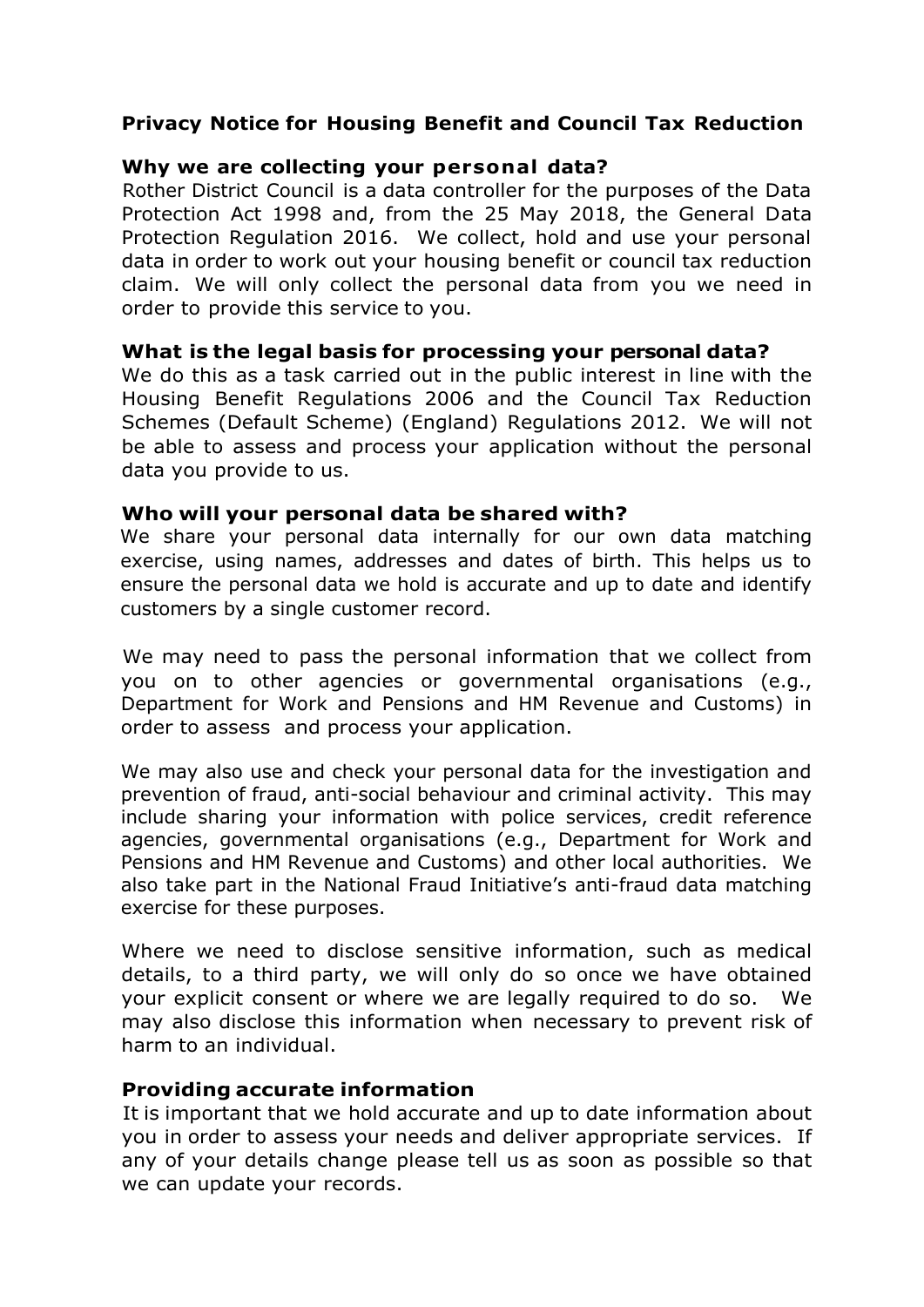# Privacy Notice for Housing Benefit and Council Tax Reduction

## Why we are collecting your personal data?

Rother District Council is a data controller for the purposes of the Data Protection Act 1998 and, from the 25 May 2018, the General Data Protection Regulation 2016. We collect, hold and use your personal data in order to work out your housing benefit or council tax reduction claim. We will only collect the personal data from you we need in order to provide this service to you.

## What is the legal basis for processing your personal data?

We do this as a task carried out in the public interest in line with the Housing Benefit Regulations 2006 and the Council Tax Reduction Schemes (Default Scheme) (England) Regulations 2012. We will not be able to assess and process your application without the personal data you provide to us.

## Who will your personal data be shared with?

We share your personal data internally for our own data matching exercise, using names, addresses and dates of birth. This helps us to ensure the personal data we hold is accurate and up to date and identify customers by a single customer record.

We may need to pass the personal information that we collect from you on to other agencies or governmental organisations (e.g., Department for Work and Pensions and HM Revenue and Customs) in order to assess and process your application.

We may also use and check your personal data for the investigation and prevention of fraud, anti-social behaviour and criminal activity. This may include sharing your information with police services, credit reference agencies, governmental organisations (e.g., Department for Work and Pensions and HM Revenue and Customs) and other local authorities. We also take part in the National Fraud Initiative's anti-fraud data matching exercise for these purposes.

Where we need to disclose sensitive information, such as medical details, to a third party, we will only do so once we have obtained your explicit consent or where we are legally required to do so. We may also disclose this information when necessary to prevent risk of harm to an individual.

## Providing accurate information

It is important that we hold accurate and up to date information about you in order to assess your needs and deliver appropriate services. If any of your details change please tell us as soon as possible so that we can update your records.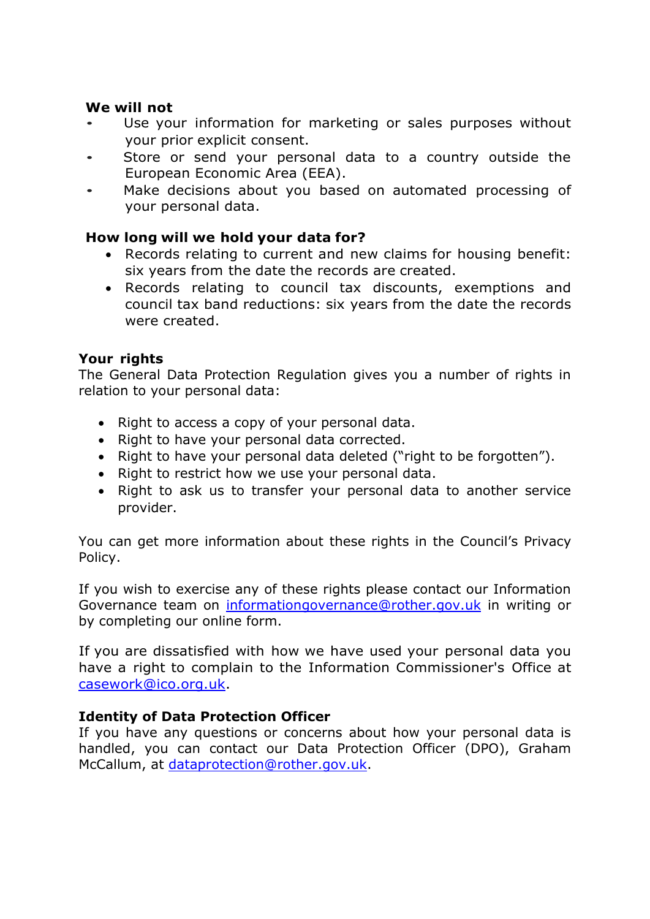**We will not**

- Use your information for marketing or sales purposes without your prior explicit consent.
- Store or send your personal data to a country outside the European Economic Area (EEA).
- Make decisions about you based on automated processing of your personal data.

**How long will we hold your data for?**

- Records relating to current and new claims for housing benefit: six years from the date the records are created.
- Records relating to council tax discounts, exemptions and council tax band reductions: six years from the date the records were created.

**Your rights**

The General Data Protection Regulation gives you a number of rights in relation to your personal data:

- Right to access a copy of your personal data.
- Right to have your personal data corrected.
- Right to have your personal data deleted ("right to be forgotten").
- Right to restrict how we use your personal data.
- Right to ask us to transfer your personal data to another service provider.

You can get more information about these rights in the Council's Privacy Policy.

If you wish to exercise any of these rights please contact our Information Governance team on informationgovernance@rother.gov.uk in writing or by completing our online form.

If you are dissatisfied with how we have used your personal data you have a right to complain to the Information Commissioner's Office at casework@ico.org.uk.

**Identity of Data Protection Officer**

If you have any questions or concerns about how your personal data is handled, you can contact our Data Protection Officer (DPO), Graham McCallum, at dataprotection@rother.gov.uk.